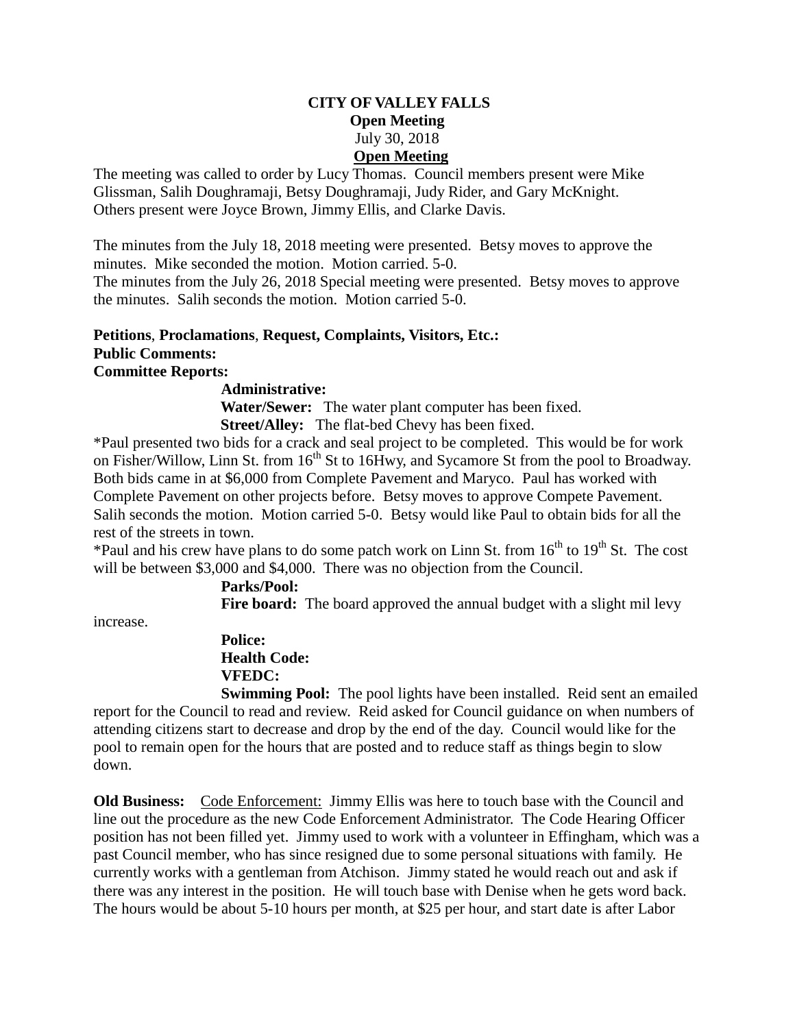**CITY OF VALLEY FALLS**
**Open Meeting**
July 30, 2018
**Open Meeting**

The meeting was called to order by Lucy Thomas. Council members present were Mike Glissman, Salih Doughramaji, Betsy Doughramaji, Judy Rider, and Gary McKnight. Others present were Joyce Brown, Jimmy Ellis, and Clarke Davis.

The minutes from the July 18, 2018 meeting were presented. Betsy moves to approve the minutes. Mike seconded the motion. Motion carried. 5-0.
The minutes from the July 26, 2018 Special meeting were presented. Betsy moves to approve the minutes. Salih seconds the motion. Motion carried 5-0.

**Petitions**, **Proclamations**, **Request, Complaints, Visitors, Etc.:**
**Public Comments:**
**Committee Reports:**

**Administrative:**
**Water/Sewer:** The water plant computer has been fixed.
**Street/Alley:** The flat-bed Chevy has been fixed.

*Paul presented two bids for a crack and seal project to be completed. This would be for work on Fisher/Willow, Linn St. from 16th St to 16Hwy, and Sycamore St from the pool to Broadway. Both bids came in at $6,000 from Complete Pavement and Maryco. Paul has worked with Complete Pavement on other projects before. Betsy moves to approve Compete Pavement. Salih seconds the motion. Motion carried 5-0. Betsy would like Paul to obtain bids for all the rest of the streets in town.
*Paul and his crew have plans to do some patch work on Linn St. from 16th to 19th St. The cost will be between $3,000 and $4,000. There was no objection from the Council.

**Parks/Pool:**
**Fire board:** The board approved the annual budget with a slight mil levy increase.
**Police:**
**Health Code:**
**VFEDC:**
**Swimming Pool:** The pool lights have been installed. Reid sent an emailed report for the Council to read and review. Reid asked for Council guidance on when numbers of attending citizens start to decrease and drop by the end of the day. Council would like for the pool to remain open for the hours that are posted and to reduce staff as things begin to slow down.

**Old Business:** Code Enforcement: Jimmy Ellis was here to touch base with the Council and line out the procedure as the new Code Enforcement Administrator. The Code Hearing Officer position has not been filled yet. Jimmy used to work with a volunteer in Effingham, which was a past Council member, who has since resigned due to some personal situations with family. He currently works with a gentleman from Atchison. Jimmy stated he would reach out and ask if there was any interest in the position. He will touch base with Denise when he gets word back. The hours would be about 5-10 hours per month, at $25 per hour, and start date is after Labor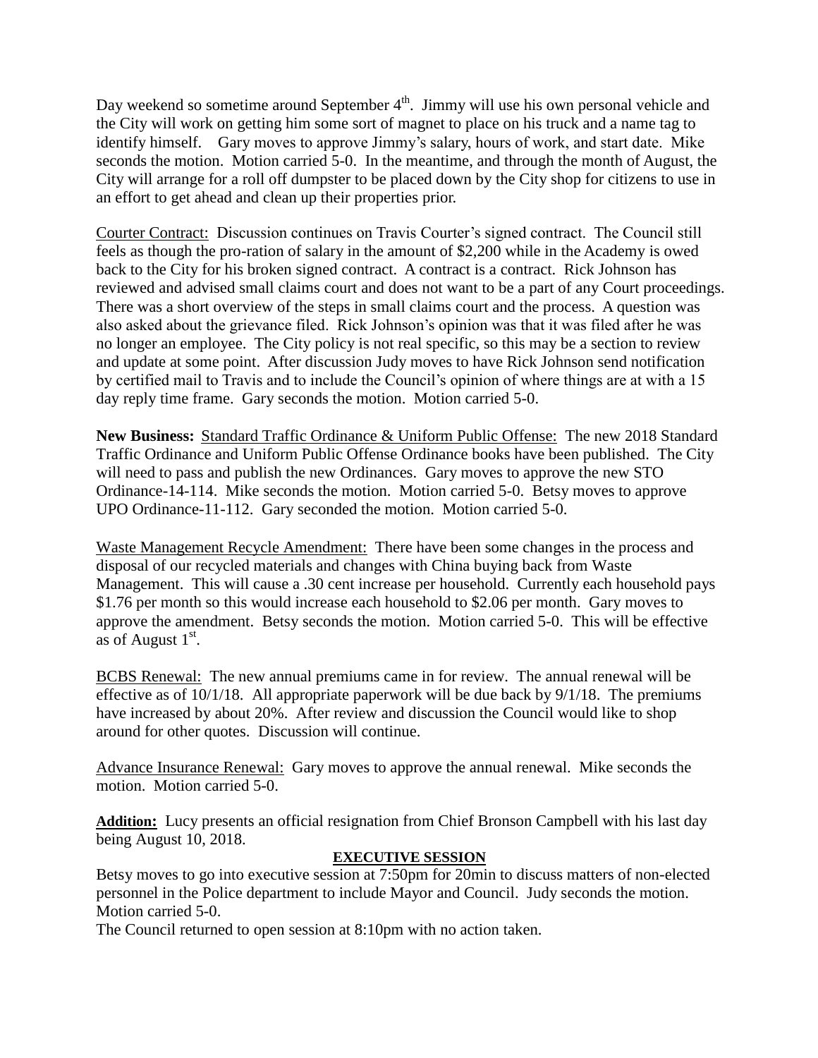Day weekend so sometime around September 4th. Jimmy will use his own personal vehicle and the City will work on getting him some sort of magnet to place on his truck and a name tag to identify himself. Gary moves to approve Jimmy's salary, hours of work, and start date. Mike seconds the motion. Motion carried 5-0. In the meantime, and through the month of August, the City will arrange for a roll off dumpster to be placed down by the City shop for citizens to use in an effort to get ahead and clean up their properties prior.

Courter Contract: Discussion continues on Travis Courter's signed contract. The Council still feels as though the pro-ration of salary in the amount of $2,200 while in the Academy is owed back to the City for his broken signed contract. A contract is a contract. Rick Johnson has reviewed and advised small claims court and does not want to be a part of any Court proceedings. There was a short overview of the steps in small claims court and the process. A question was also asked about the grievance filed. Rick Johnson's opinion was that it was filed after he was no longer an employee. The City policy is not real specific, so this may be a section to review and update at some point. After discussion Judy moves to have Rick Johnson send notification by certified mail to Travis and to include the Council's opinion of where things are at with a 15 day reply time frame. Gary seconds the motion. Motion carried 5-0.

**New Business:** Standard Traffic Ordinance & Uniform Public Offense: The new 2018 Standard Traffic Ordinance and Uniform Public Offense Ordinance books have been published. The City will need to pass and publish the new Ordinances. Gary moves to approve the new STO Ordinance-14-114. Mike seconds the motion. Motion carried 5-0. Betsy moves to approve UPO Ordinance-11-112. Gary seconded the motion. Motion carried 5-0.

Waste Management Recycle Amendment: There have been some changes in the process and disposal of our recycled materials and changes with China buying back from Waste Management. This will cause a .30 cent increase per household. Currently each household pays $1.76 per month so this would increase each household to $2.06 per month. Gary moves to approve the amendment. Betsy seconds the motion. Motion carried 5-0. This will be effective as of August 1st.

BCBS Renewal: The new annual premiums came in for review. The annual renewal will be effective as of 10/1/18. All appropriate paperwork will be due back by 9/1/18. The premiums have increased by about 20%. After review and discussion the Council would like to shop around for other quotes. Discussion will continue.

Advance Insurance Renewal: Gary moves to approve the annual renewal. Mike seconds the motion. Motion carried 5-0.

**Addition:** Lucy presents an official resignation from Chief Bronson Campbell with his last day being August 10, 2018.

**EXECUTIVE SESSION**

Betsy moves to go into executive session at 7:50pm for 20min to discuss matters of non-elected personnel in the Police department to include Mayor and Council. Judy seconds the motion. Motion carried 5-0.

The Council returned to open session at 8:10pm with no action taken.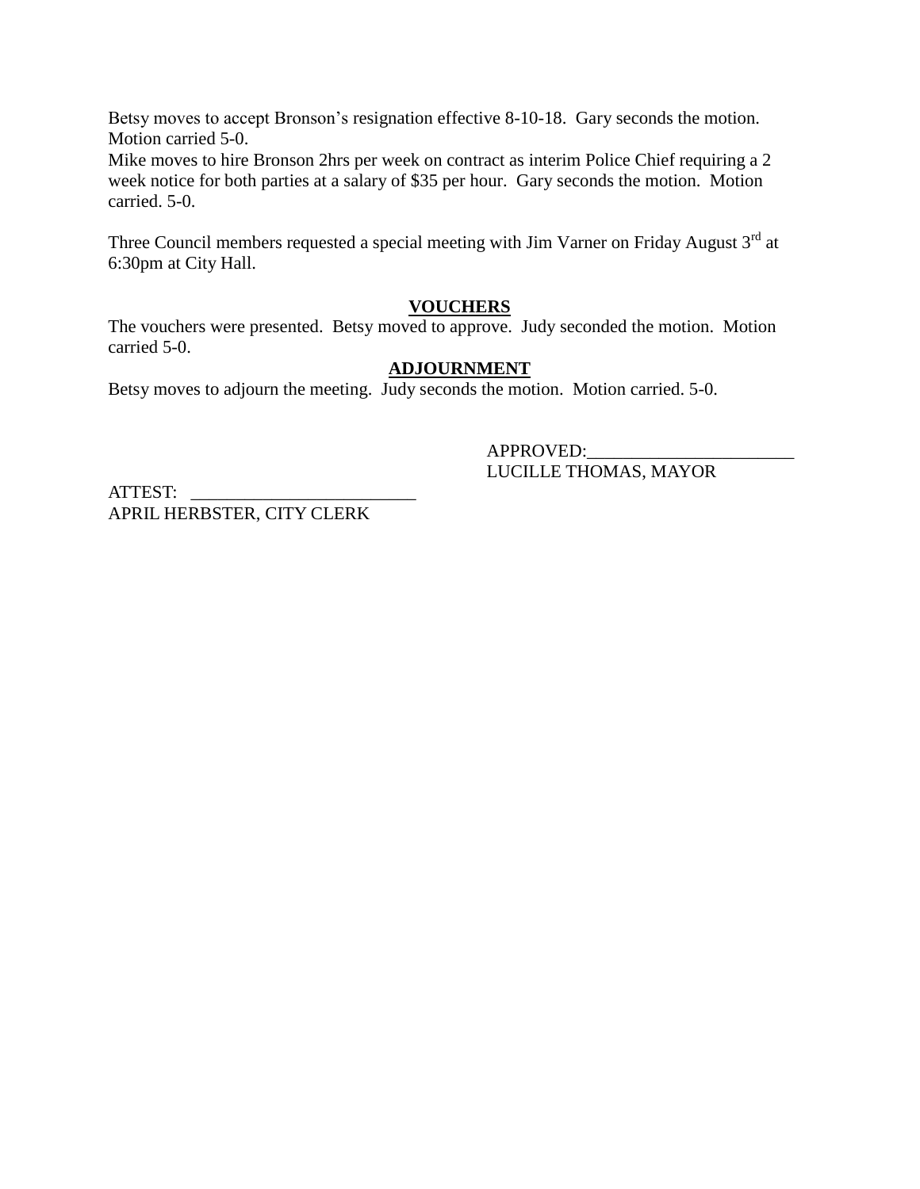Betsy moves to accept Bronson's resignation effective 8-10-18. Gary seconds the motion. Motion carried 5-0.

Mike moves to hire Bronson 2hrs per week on contract as interim Police Chief requiring a 2 week notice for both parties at a salary of $35 per hour. Gary seconds the motion. Motion carried. 5-0.

Three Council members requested a special meeting with Jim Varner on Friday August 3rd at 6:30pm at City Hall.

## VOUCHERS

The vouchers were presented. Betsy moved to approve. Judy seconded the motion. Motion carried 5-0.

## ADJOURNMENT

Betsy moves to adjourn the meeting. Judy seconds the motion. Motion carried. 5-0.

APPROVED:_______________________
LUCILLE THOMAS, MAYOR

ATTEST: _________________________
APRIL HERBSTER, CITY CLERK